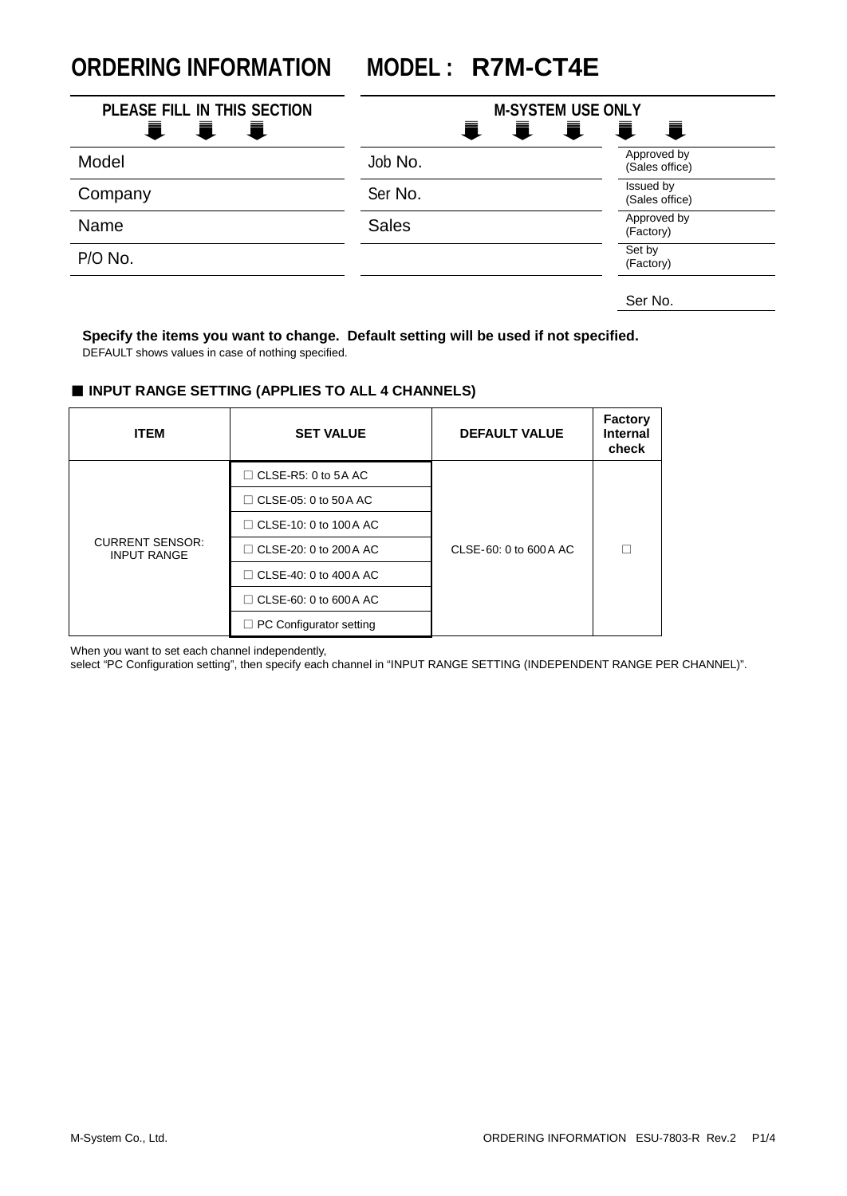# ORDERING INFORMATION MODEL : R7M-CT4E

| PLEASE FILL IN THIS SECTION | M-SYSTEM USE ONLY | |
|---|---|---|
| Model | Job No. | Approved by (Sales office) |
| Company | Ser No. | Issued by (Sales office) |
| Name | Sales | Approved by (Factory) |
| P/O No. | | Set by (Factory) |
| | | Ser No. |

**Specify the items you want to change. Default setting will be used if not specified.**

DEFAULT shows values in case of nothing specified.

### ■ INPUT RANGE SETTING (APPLIES TO ALL 4 CHANNELS)

| ITEM | SET VALUE | DEFAULT VALUE | Factory Internal check |
|---|---|---|---|
| CURRENT SENSOR: INPUT RANGE | ☐ CLSE-R5: 0 to 5A AC | CLSE-60: 0 to 600A AC | ☐ |
| | ☐ CLSE-05: 0 to 50A AC | | |
| | ☐ CLSE-10: 0 to 100A AC | | |
| | ☐ CLSE-20: 0 to 200A AC | | |
| | ☐ CLSE-40: 0 to 400A AC | | |
| | ☐ CLSE-60: 0 to 600A AC | | |
| | ☐ PC Configurator setting | | |

When you want to set each channel independently,
select “PC Configuration setting”, then specify each channel in “INPUT RANGE SETTING (INDEPENDENT RANGE PER CHANNEL)”.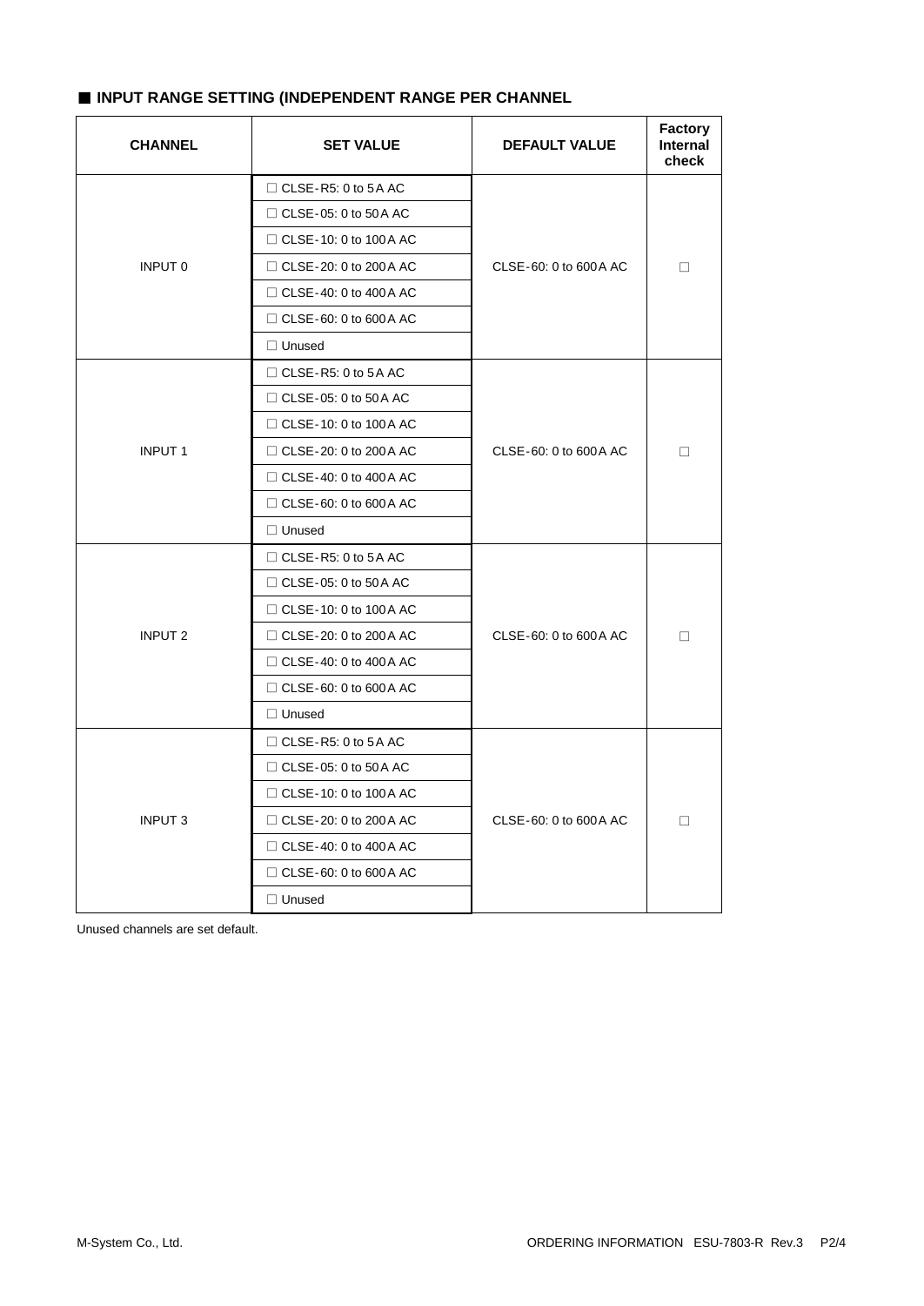## ■ INPUT RANGE SETTING (INDEPENDENT RANGE PER CHANNEL

| CHANNEL | SET VALUE | DEFAULT VALUE | Factory Internal check |
|---|---|---|---|
| INPUT 0 | □ CLSE-R5: 0 to 5A AC | CLSE-60: 0 to 600A AC | □ |
| | □ CLSE-05: 0 to 50A AC | | |
| | □ CLSE-10: 0 to 100A AC | | |
| | □ CLSE-20: 0 to 200A AC | | |
| | □ CLSE-40: 0 to 400A AC | | |
| | □ CLSE-60: 0 to 600A AC | | |
| | □ Unused | | |
| INPUT 1 | □ CLSE-R5: 0 to 5A AC | CLSE-60: 0 to 600A AC | □ |
| | □ CLSE-05: 0 to 50A AC | | |
| | □ CLSE-10: 0 to 100A AC | | |
| | □ CLSE-20: 0 to 200A AC | | |
| | □ CLSE-40: 0 to 400A AC | | |
| | □ CLSE-60: 0 to 600A AC | | |
| | □ Unused | | |
| INPUT 2 | □ CLSE-R5: 0 to 5A AC | CLSE-60: 0 to 600A AC | □ |
| | □ CLSE-05: 0 to 50A AC | | |
| | □ CLSE-10: 0 to 100A AC | | |
| | □ CLSE-20: 0 to 200A AC | | |
| | □ CLSE-40: 0 to 400A AC | | |
| | □ CLSE-60: 0 to 600A AC | | |
| | □ Unused | | |
| INPUT 3 | □ CLSE-R5: 0 to 5A AC | CLSE-60: 0 to 600A AC | □ |
| | □ CLSE-05: 0 to 50A AC | | |
| | □ CLSE-10: 0 to 100A AC | | |
| | □ CLSE-20: 0 to 200A AC | | |
| | □ CLSE-40: 0 to 400A AC | | |
| | □ CLSE-60: 0 to 600A AC | | |
| | □ Unused | | |

Unused channels are set default.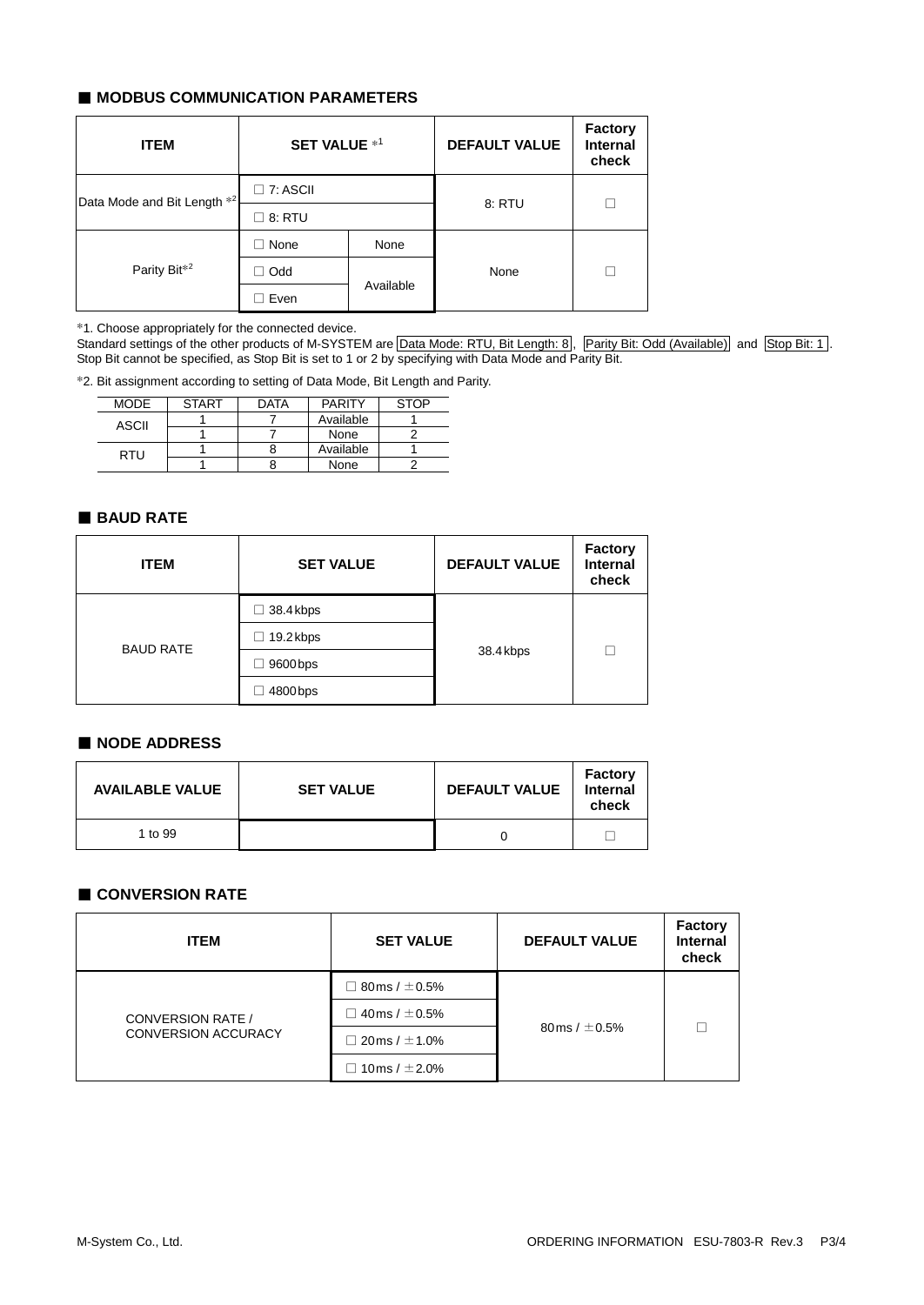## ■ MODBUS COMMUNICATION PARAMETERS

| ITEM | SET VALUE *1 | | DEFAULT VALUE | Factory Internal check |
|---|---|---|---|---|
| Data Mode and Bit Length *2 | ☐ 7: ASCII | | 8: RTU | ☐ |
| | ☐ 8: RTU | | | |
| Parity Bit*2 | ☐ None | None | None | ☐ |
| | ☐ Odd | Available | | |
| | ☐ Even | | | |

*1. Choose appropriately for the connected device.
Standard settings of the other products of M-SYSTEM are Data Mode: RTU, Bit Length: 8, Parity Bit: Odd (Available) and Stop Bit: 1.
Stop Bit cannot be specified, as Stop Bit is set to 1 or 2 by specifying with Data Mode and Parity Bit.

*2. Bit assignment according to setting of Data Mode, Bit Length and Parity.

| MODE | START | DATA | PARITY | STOP |
|---|---|---|---|---|
| ASCII | 1 | 7 | Available | 1 |
| | 1 | 7 | None | 2 |
| RTU | 1 | 8 | Available | 1 |
| | 1 | 8 | None | 2 |

## ■ BAUD RATE

| ITEM | SET VALUE | DEFAULT VALUE | Factory Internal check |
|---|---|---|---|
| BAUD RATE | ☐ 38.4 kbps | 38.4 kbps | ☐ |
| | ☐ 19.2 kbps | | |
| | ☐ 9600 bps | | |
| | ☐ 4800 bps | | |

## ■ NODE ADDRESS

| AVAILABLE VALUE | SET VALUE | DEFAULT VALUE | Factory Internal check |
|---|---|---|---|
| 1 to 99 | | 0 | ☐ |

## ■ CONVERSION RATE

| ITEM | SET VALUE | DEFAULT VALUE | Factory Internal check |
|---|---|---|---|
| CONVERSION RATE / CONVERSION ACCURACY | ☐ 80 ms / ±0.5% | 80 ms / ±0.5% | ☐ |
| | ☐ 40 ms / ±0.5% | | |
| | ☐ 20 ms / ±1.0% | | |
| | ☐ 10 ms / ±2.0% | | |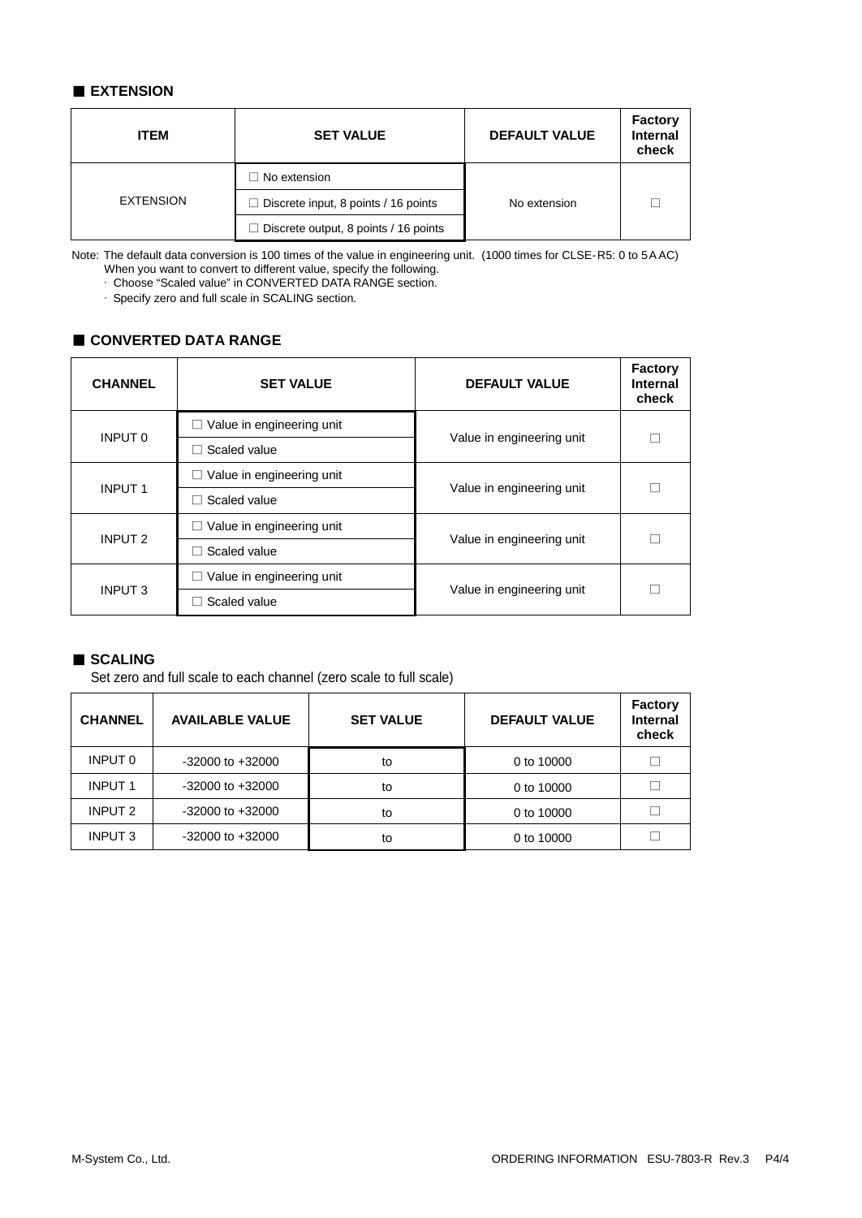## ■ EXTENSION

| ITEM | SET VALUE | DEFAULT VALUE | Factory Internal check |
|---|---|---|---|
| EXTENSION | ☐ No extension | No extension | ☐ |
| | ☐ Discrete input, 8 points / 16 points | | |
| | ☐ Discrete output, 8 points / 16 points | | |

Note: The default data conversion is 100 times of the value in engineering unit. (1000 times for CLSE-R5: 0 to 5 A AC)
When you want to convert to different value, specify the following.
· Choose "Scaled value" in CONVERTED DATA RANGE section.
· Specify zero and full scale in SCALING section.

## ■ CONVERTED DATA RANGE

| CHANNEL | SET VALUE | DEFAULT VALUE | Factory Internal check |
|---|---|---|---|
| INPUT 0 | ☐ Value in engineering unit | Value in engineering unit | ☐ |
| | ☐ Scaled value | | |
| INPUT 1 | ☐ Value in engineering unit | Value in engineering unit | ☐ |
| | ☐ Scaled value | | |
| INPUT 2 | ☐ Value in engineering unit | Value in engineering unit | ☐ |
| | ☐ Scaled value | | |
| INPUT 3 | ☐ Value in engineering unit | Value in engineering unit | ☐ |
| | ☐ Scaled value | | |

## ■ SCALING

Set zero and full scale to each channel (zero scale to full scale)

| CHANNEL | AVAILABLE VALUE | SET VALUE | DEFAULT VALUE | Factory Internal check |
|---|---|---|---|---|
| INPUT 0 | -32000 to +32000 | to | 0 to 10000 | ☐ |
| INPUT 1 | -32000 to +32000 | to | 0 to 10000 | ☐ |
| INPUT 2 | -32000 to +32000 | to | 0 to 10000 | ☐ |
| INPUT 3 | -32000 to +32000 | to | 0 to 10000 | ☐ |